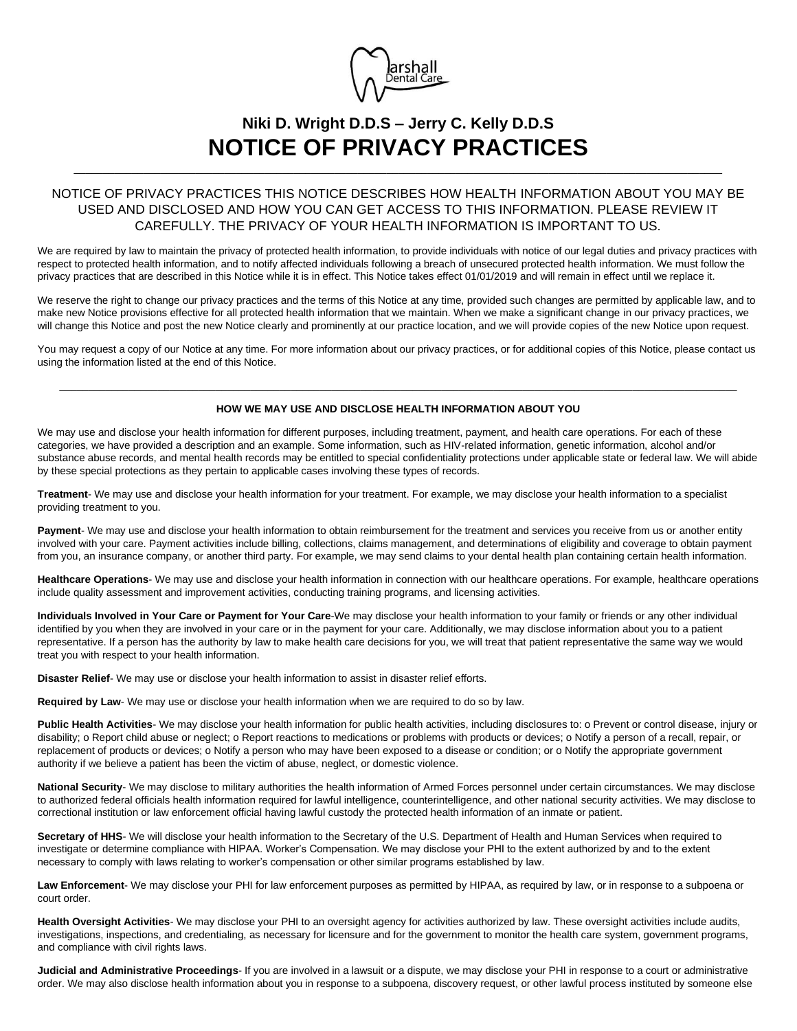Marshall Dental Care

# Niki D. Wright D.D.S – Jerry C. Kelly D.D.S

# NOTICE OF PRIVACY PRACTICES

---

NOTICE OF PRIVACY PRACTICES THIS NOTICE DESCRIBES HOW HEALTH INFORMATION ABOUT YOU MAY BE USED AND DISCLOSED AND HOW YOU CAN GET ACCESS TO THIS INFORMATION. PLEASE REVIEW IT CAREFULLY. THE PRIVACY OF YOUR HEALTH INFORMATION IS IMPORTANT TO US.

We are required by law to maintain the privacy of protected health information, to provide individuals with notice of our legal duties and privacy practices with respect to protected health information, and to notify affected individuals following a breach of unsecured protected health information. We must follow the privacy practices that are described in this Notice while it is in effect. This Notice takes effect 01/01/2019 and will remain in effect until we replace it.

We reserve the right to change our privacy practices and the terms of this Notice at any time, provided such changes are permitted by applicable law, and to make new Notice provisions effective for all protected health information that we maintain. When we make a significant change in our privacy practices, we will change this Notice and post the new Notice clearly and prominently at our practice location, and we will provide copies of the new Notice upon request.

You may request a copy of our Notice at any time. For more information about our privacy practices, or for additional copies of this Notice, please contact us using the information listed at the end of this Notice.

---

## HOW WE MAY USE AND DISCLOSE HEALTH INFORMATION ABOUT YOU

We may use and disclose your health information for different purposes, including treatment, payment, and health care operations. For each of these categories, we have provided a description and an example. Some information, such as HIV-related information, genetic information, alcohol and/or substance abuse records, and mental health records may be entitled to special confidentiality protections under applicable state or federal law. We will abide by these special protections as they pertain to applicable cases involving these types of records.

**Treatment**- We may use and disclose your health information for your treatment. For example, we may disclose your health information to a specialist providing treatment to you.

**Payment**- We may use and disclose your health information to obtain reimbursement for the treatment and services you receive from us or another entity involved with your care. Payment activities include billing, collections, claims management, and determinations of eligibility and coverage to obtain payment from you, an insurance company, or another third party. For example, we may send claims to your dental health plan containing certain health information.

**Healthcare Operations**- We may use and disclose your health information in connection with our healthcare operations. For example, healthcare operations include quality assessment and improvement activities, conducting training programs, and licensing activities.

**Individuals Involved in Your Care or Payment for Your Care**-We may disclose your health information to your family or friends or any other individual identified by you when they are involved in your care or in the payment for your care. Additionally, we may disclose information about you to a patient representative. If a person has the authority by law to make health care decisions for you, we will treat that patient representative the same way we would treat you with respect to your health information.

**Disaster Relief**- We may use or disclose your health information to assist in disaster relief efforts.

**Required by Law**- We may use or disclose your health information when we are required to do so by law.

**Public Health Activities**- We may disclose your health information for public health activities, including disclosures to: o Prevent or control disease, injury or disability; o Report child abuse or neglect; o Report reactions to medications or problems with products or devices; o Notify a person of a recall, repair, or replacement of products or devices; o Notify a person who may have been exposed to a disease or condition; or o Notify the appropriate government authority if we believe a patient has been the victim of abuse, neglect, or domestic violence.

**National Security**- We may disclose to military authorities the health information of Armed Forces personnel under certain circumstances. We may disclose to authorized federal officials health information required for lawful intelligence, counterintelligence, and other national security activities. We may disclose to correctional institution or law enforcement official having lawful custody the protected health information of an inmate or patient.

**Secretary of HHS**- We will disclose your health information to the Secretary of the U.S. Department of Health and Human Services when required to investigate or determine compliance with HIPAA. Worker's Compensation. We may disclose your PHI to the extent authorized by and to the extent necessary to comply with laws relating to worker's compensation or other similar programs established by law.

**Law Enforcement**- We may disclose your PHI for law enforcement purposes as permitted by HIPAA, as required by law, or in response to a subpoena or court order.

**Health Oversight Activities**- We may disclose your PHI to an oversight agency for activities authorized by law. These oversight activities include audits, investigations, inspections, and credentialing, as necessary for licensure and for the government to monitor the health care system, government programs, and compliance with civil rights laws.

**Judicial and Administrative Proceedings**- If you are involved in a lawsuit or a dispute, we may disclose your PHI in response to a court or administrative order. We may also disclose health information about you in response to a subpoena, discovery request, or other lawful process instituted by someone else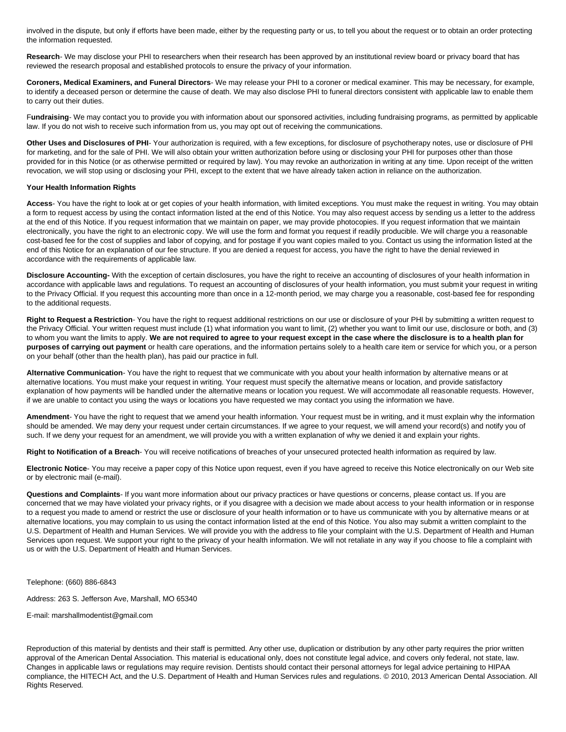involved in the dispute, but only if efforts have been made, either by the requesting party or us, to tell you about the request or to obtain an order protecting the information requested.

**Research**- We may disclose your PHI to researchers when their research has been approved by an institutional review board or privacy board that has reviewed the research proposal and established protocols to ensure the privacy of your information.

**Coroners, Medical Examiners, and Funeral Directors**- We may release your PHI to a coroner or medical examiner. This may be necessary, for example, to identify a deceased person or determine the cause of death. We may also disclose PHI to funeral directors consistent with applicable law to enable them to carry out their duties.

F**undraising**- We may contact you to provide you with information about our sponsored activities, including fundraising programs, as permitted by applicable law. If you do not wish to receive such information from us, you may opt out of receiving the communications.

**Other Uses and Disclosures of PHI**- Your authorization is required, with a few exceptions, for disclosure of psychotherapy notes, use or disclosure of PHI for marketing, and for the sale of PHI. We will also obtain your written authorization before using or disclosing your PHI for purposes other than those provided for in this Notice (or as otherwise permitted or required by law). You may revoke an authorization in writing at any time. Upon receipt of the written revocation, we will stop using or disclosing your PHI, except to the extent that we have already taken action in reliance on the authorization.

**Your Health Information Rights**

**Access**- You have the right to look at or get copies of your health information, with limited exceptions. You must make the request in writing. You may obtain a form to request access by using the contact information listed at the end of this Notice. You may also request access by sending us a letter to the address at the end of this Notice. If you request information that we maintain on paper, we may provide photocopies. If you request information that we maintain electronically, you have the right to an electronic copy. We will use the form and format you request if readily producible. We will charge you a reasonable cost-based fee for the cost of supplies and labor of copying, and for postage if you want copies mailed to you. Contact us using the information listed at the end of this Notice for an explanation of our fee structure. If you are denied a request for access, you have the right to have the denial reviewed in accordance with the requirements of applicable law.

**Disclosure Accounting-** With the exception of certain disclosures, you have the right to receive an accounting of disclosures of your health information in accordance with applicable laws and regulations. To request an accounting of disclosures of your health information, you must submit your request in writing to the Privacy Official. If you request this accounting more than once in a 12-month period, we may charge you a reasonable, cost-based fee for responding to the additional requests.

**Right to Request a Restriction**- You have the right to request additional restrictions on our use or disclosure of your PHI by submitting a written request to the Privacy Official. Your written request must include (1) what information you want to limit, (2) whether you want to limit our use, disclosure or both, and (3) to whom you want the limits to apply. **We are not required to agree to your request except in the case where the disclosure is to a health plan for purposes of carrying out payment** or health care operations, and the information pertains solely to a health care item or service for which you, or a person on your behalf (other than the health plan), has paid our practice in full.

**Alternative Communication**- You have the right to request that we communicate with you about your health information by alternative means or at alternative locations. You must make your request in writing. Your request must specify the alternative means or location, and provide satisfactory explanation of how payments will be handled under the alternative means or location you request. We will accommodate all reasonable requests. However, if we are unable to contact you using the ways or locations you have requested we may contact you using the information we have.

**Amendment**- You have the right to request that we amend your health information. Your request must be in writing, and it must explain why the information should be amended. We may deny your request under certain circumstances. If we agree to your request, we will amend your record(s) and notify you of such. If we deny your request for an amendment, we will provide you with a written explanation of why we denied it and explain your rights.

**Right to Notification of a Breach**- You will receive notifications of breaches of your unsecured protected health information as required by law.

**Electronic Notice**- You may receive a paper copy of this Notice upon request, even if you have agreed to receive this Notice electronically on our Web site or by electronic mail (e-mail).

**Questions and Complaints**- If you want more information about our privacy practices or have questions or concerns, please contact us. If you are concerned that we may have violated your privacy rights, or if you disagree with a decision we made about access to your health information or in response to a request you made to amend or restrict the use or disclosure of your health information or to have us communicate with you by alternative means or at alternative locations, you may complain to us using the contact information listed at the end of this Notice. You also may submit a written complaint to the U.S. Department of Health and Human Services. We will provide you with the address to file your complaint with the U.S. Department of Health and Human Services upon request. We support your right to the privacy of your health information. We will not retaliate in any way if you choose to file a complaint with us or with the U.S. Department of Health and Human Services.

Telephone: (660) 886-6843

Address: 263 S. Jefferson Ave, Marshall, MO 65340

E-mail: marshallmodentist@gmail.com

Reproduction of this material by dentists and their staff is permitted. Any other use, duplication or distribution by any other party requires the prior written approval of the American Dental Association. This material is educational only, does not constitute legal advice, and covers only federal, not state, law. Changes in applicable laws or regulations may require revision. Dentists should contact their personal attorneys for legal advice pertaining to HIPAA compliance, the HITECH Act, and the U.S. Department of Health and Human Services rules and regulations. © 2010, 2013 American Dental Association. All Rights Reserved.